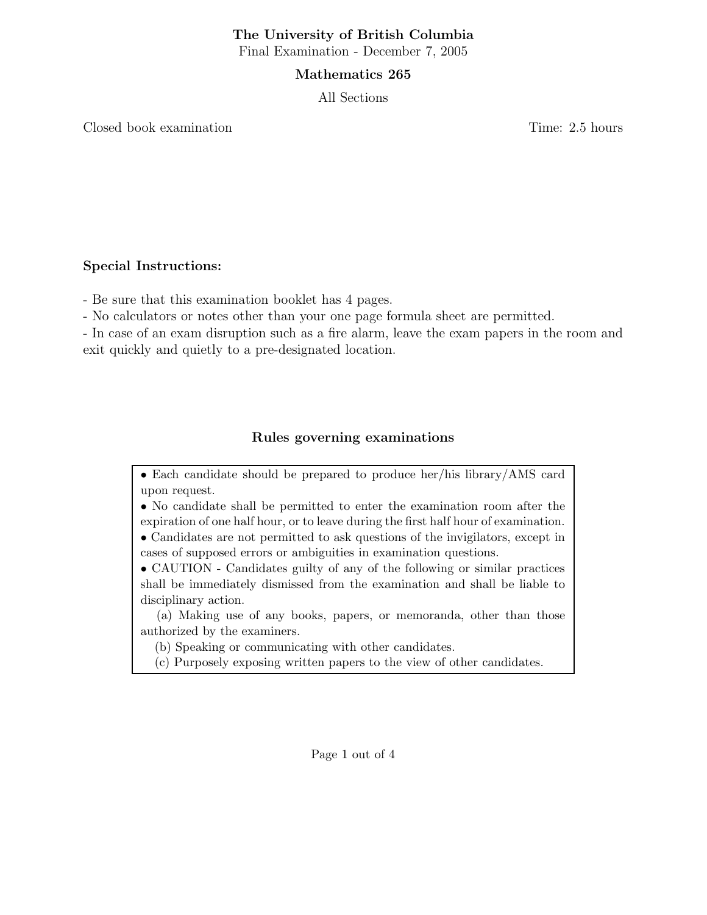**The University of British Columbia**

Final Examination - December 7, 2005

**Mathematics 265**

All Sections

Closed book examination

Time: 2.5 hours

**Special Instructions:**

- Be sure that this examination booklet has 4 pages.
- No calculators or notes other than your one page formula sheet are permitted.
- In case of an exam disruption such as a fire alarm, leave the exam papers in the room and exit quickly and quietly to a pre-designated location.

**Rules governing examinations**

- Each candidate should be prepared to produce her/his library/AMS card upon request.
- No candidate shall be permitted to enter the examination room after the expiration of one half hour, or to leave during the first half hour of examination.
- Candidates are not permitted to ask questions of the invigilators, except in cases of supposed errors or ambiguities in examination questions.
- CAUTION - Candidates guilty of any of the following or similar practices shall be immediately dismissed from the examination and shall be liable to disciplinary action.

  (a) Making use of any books, papers, or memoranda, other than those authorized by the examiners.

  (b) Speaking or communicating with other candidates.

  (c) Purposely exposing written papers to the view of other candidates.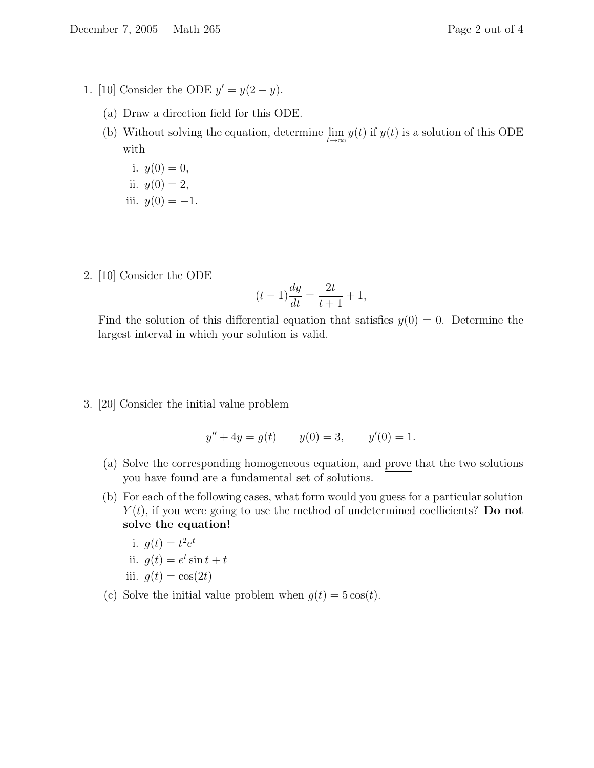1. [10] Consider the ODE $y' = y(2 - y)$.

   (a) Draw a direction field for this ODE.

   (b) Without solving the equation, determine $\lim_{t\to\infty} y(t)$ if $y(t)$ is a solution of this ODE with

      i. $y(0) = 0$,

      ii. $y(0) = 2$,

      iii. $y(0) = -1$.

2. [10] Consider the ODE

$$(t-1)\frac{dy}{dt} = \frac{2t}{t+1} + 1,$$

   Find the solution of this differential equation that satisfies $y(0) = 0$. Determine the largest interval in which your solution is valid.

3. [20] Consider the initial value problem

$$y'' + 4y = g(t) \qquad y(0) = 3, \qquad y'(0) = 1.$$

   (a) Solve the corresponding homogeneous equation, and <u>prove</u> that the two solutions you have found are a fundamental set of solutions.

   (b) For each of the following cases, what form would you guess for a particular solution $Y(t)$, if you were going to use the method of undetermined coefficients? **Do not solve the equation!**

      i. $g(t) = t^2 e^t$

      ii. $g(t) = e^t \sin t + t$

      iii. $g(t) = \cos(2t)$

   (c) Solve the initial value problem when $g(t) = 5\cos(t)$.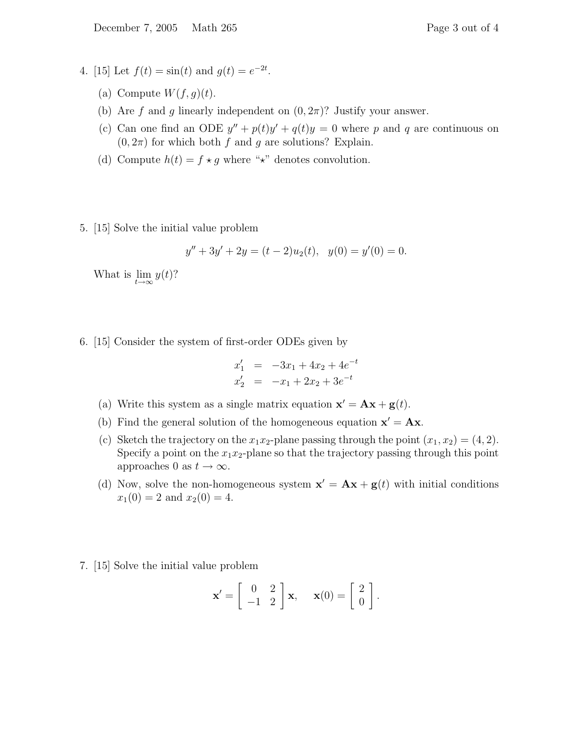4. [15] Let $f(t) = \sin(t)$ and $g(t) = e^{-2t}$.

   (a) Compute $W(f, g)(t)$.

   (b) Are $f$ and $g$ linearly independent on $(0, 2\pi)$? Justify your answer.

   (c) Can one find an ODE $y'' + p(t)y' + q(t)y = 0$ where $p$ and $q$ are continuous on $(0, 2\pi)$ for which both $f$ and $g$ are solutions? Explain.

   (d) Compute $h(t) = f \star g$ where "$\star$" denotes convolution.

5. [15] Solve the initial value problem

$$y'' + 3y' + 2y = (t-2)u_2(t), \quad y(0) = y'(0) = 0.$$

   What is $\lim_{t\to\infty} y(t)$?

6. [15] Consider the system of first-order ODEs given by

$$\begin{aligned} x_1' &= -3x_1 + 4x_2 + 4e^{-t} \\ x_2' &= -x_1 + 2x_2 + 3e^{-t} \end{aligned}$$

   (a) Write this system as a single matrix equation $\mathbf{x}' = \mathbf{A}\mathbf{x} + \mathbf{g}(t)$.

   (b) Find the general solution of the homogeneous equation $\mathbf{x}' = \mathbf{A}\mathbf{x}$.

   (c) Sketch the trajectory on the $x_1x_2$-plane passing through the point $(x_1, x_2) = (4, 2)$. Specify a point on the $x_1x_2$-plane so that the trajectory passing through this point approaches 0 as $t \to \infty$.

   (d) Now, solve the non-homogeneous system $\mathbf{x}' = \mathbf{A}\mathbf{x} + \mathbf{g}(t)$ with initial conditions $x_1(0) = 2$ and $x_2(0) = 4$.

7. [15] Solve the initial value problem

$$\mathbf{x}' = \begin{bmatrix} 0 & 2 \\ -1 & 2 \end{bmatrix} \mathbf{x}, \quad \mathbf{x}(0) = \begin{bmatrix} 2 \\ 0 \end{bmatrix}.$$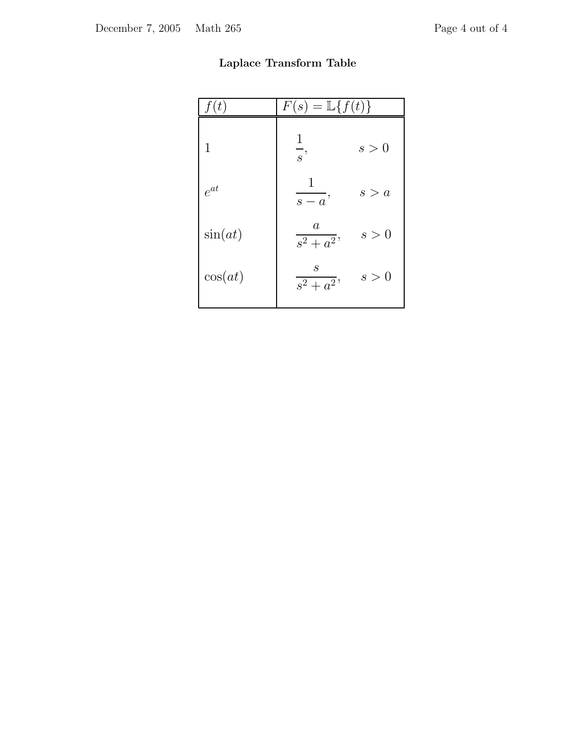**Laplace Transform Table**

| $f(t)$ | $F(s) = \mathbb{L}\{f(t)\}$ |
|---|---|
| $1$ | $\dfrac{1}{s}, \qquad s > 0$ |
| $e^{at}$ | $\dfrac{1}{s-a}, \qquad s > a$ |
| $\sin(at)$ | $\dfrac{a}{s^2+a^2}, \qquad s > 0$ |
| $\cos(at)$ | $\dfrac{s}{s^2+a^2}, \qquad s > 0$ |